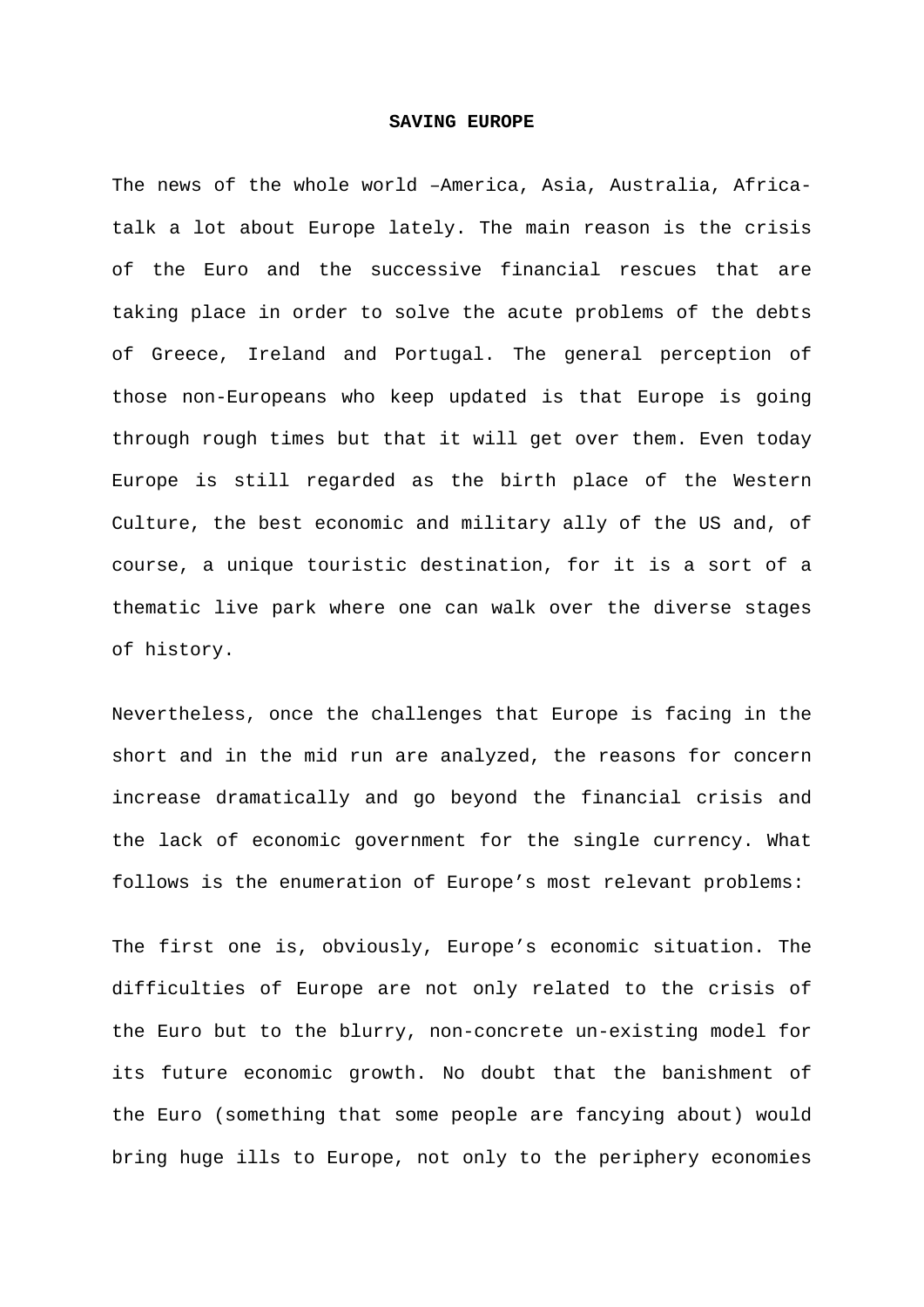# SAVING EUROPE

The news of the whole world –America, Asia, Australia, Africa- talk a lot about Europe lately. The main reason is the crisis of the Euro and the successive financial rescues that are taking place in order to solve the acute problems of the debts of Greece, Ireland and Portugal. The general perception of those non-Europeans who keep updated is that Europe is going through rough times but that it will get over them. Even today Europe is still regarded as the birth place of the Western Culture, the best economic and military ally of the US and, of course, a unique touristic destination, for it is a sort of a thematic live park where one can walk over the diverse stages of history.

Nevertheless, once the challenges that Europe is facing in the short and in the mid run are analyzed, the reasons for concern increase dramatically and go beyond the financial crisis and the lack of economic government for the single currency. What follows is the enumeration of Europe's most relevant problems:

The first one is, obviously, Europe's economic situation. The difficulties of Europe are not only related to the crisis of the Euro but to the blurry, non-concrete un-existing model for its future economic growth. No doubt that the banishment of the Euro (something that some people are fancying about) would bring huge ills to Europe, not only to the periphery economies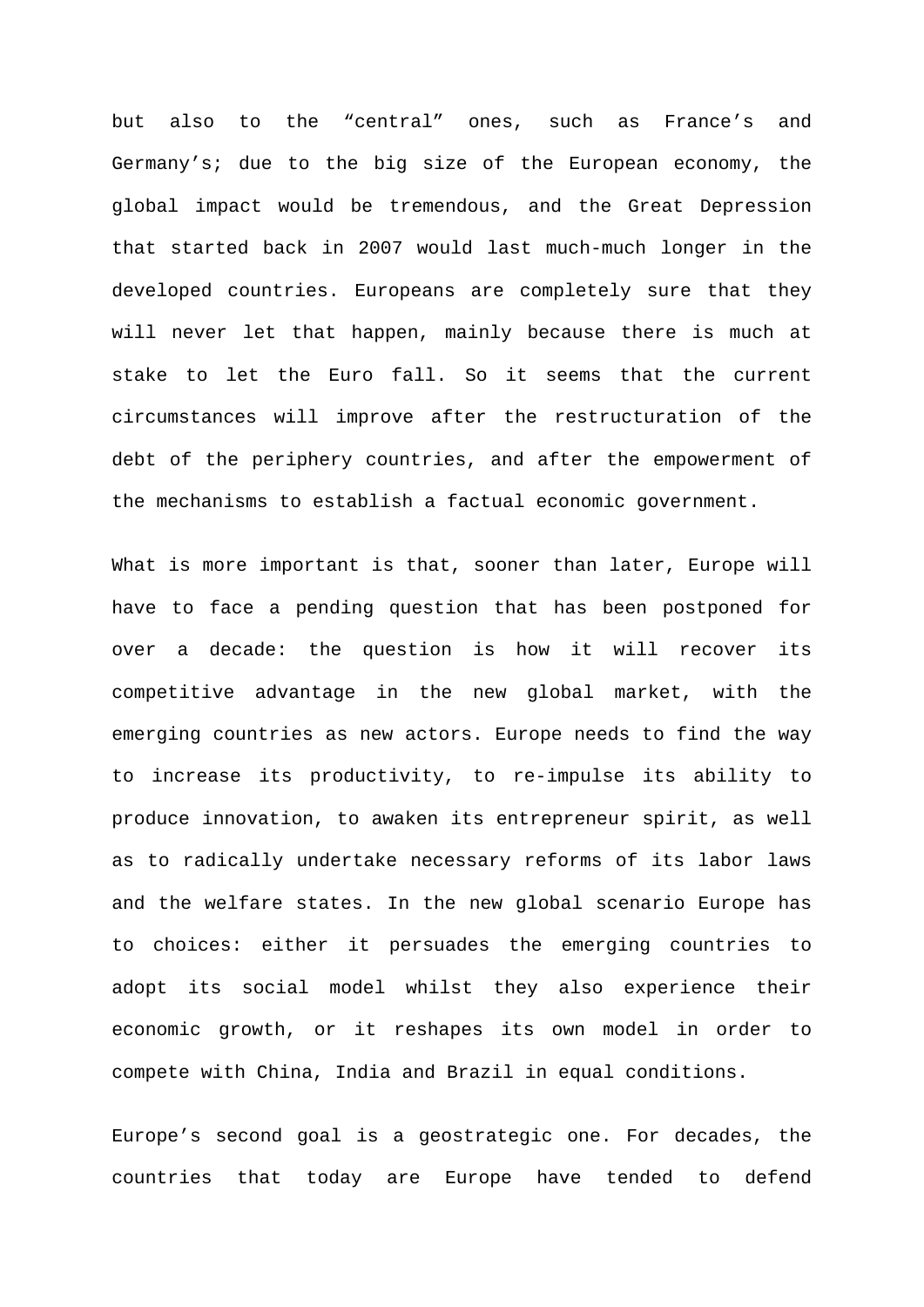but also to the “central” ones, such as France’s and Germany’s; due to the big size of the European economy, the global impact would be tremendous, and the Great Depression that started back in 2007 would last much-much longer in the developed countries. Europeans are completely sure that they will never let that happen, mainly because there is much at stake to let the Euro fall. So it seems that the current circumstances will improve after the restructuration of the debt of the periphery countries, and after the empowerment of the mechanisms to establish a factual economic government.

What is more important is that, sooner than later, Europe will have to face a pending question that has been postponed for over a decade: the question is how it will recover its competitive advantage in the new global market, with the emerging countries as new actors. Europe needs to find the way to increase its productivity, to re-impulse its ability to produce innovation, to awaken its entrepreneur spirit, as well as to radically undertake necessary reforms of its labor laws and the welfare states. In the new global scenario Europe has to choices: either it persuades the emerging countries to adopt its social model whilst they also experience their economic growth, or it reshapes its own model in order to compete with China, India and Brazil in equal conditions.

Europe’s second goal is a geostrategic one. For decades, the countries that today are Europe have tended to defend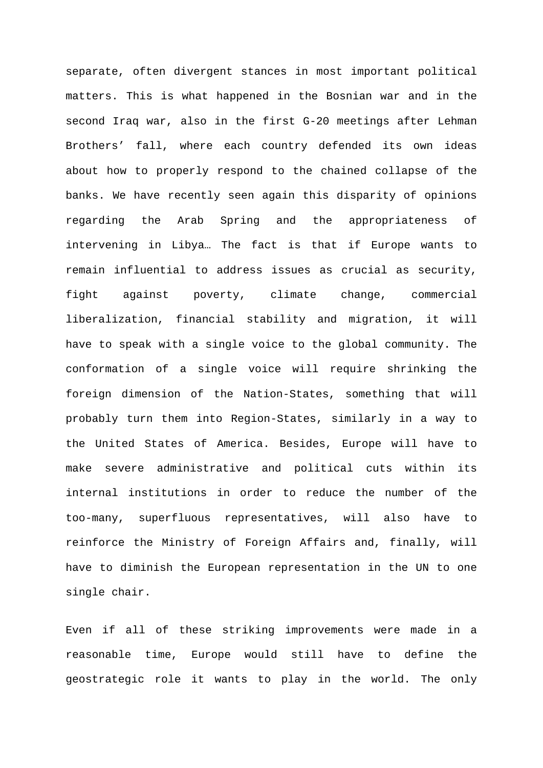separate, often divergent stances in most important political matters. This is what happened in the Bosnian war and in the second Iraq war, also in the first G-20 meetings after Lehman Brothers' fall, where each country defended its own ideas about how to properly respond to the chained collapse of the banks. We have recently seen again this disparity of opinions regarding the Arab Spring and the appropriateness of intervening in Libya… The fact is that if Europe wants to remain influential to address issues as crucial as security, fight against poverty, climate change, commercial liberalization, financial stability and migration, it will have to speak with a single voice to the global community. The conformation of a single voice will require shrinking the foreign dimension of the Nation-States, something that will probably turn them into Region-States, similarly in a way to the United States of America. Besides, Europe will have to make severe administrative and political cuts within its internal institutions in order to reduce the number of the too-many, superfluous representatives, will also have to reinforce the Ministry of Foreign Affairs and, finally, will have to diminish the European representation in the UN to one single chair.

Even if all of these striking improvements were made in a reasonable time, Europe would still have to define the geostrategic role it wants to play in the world. The only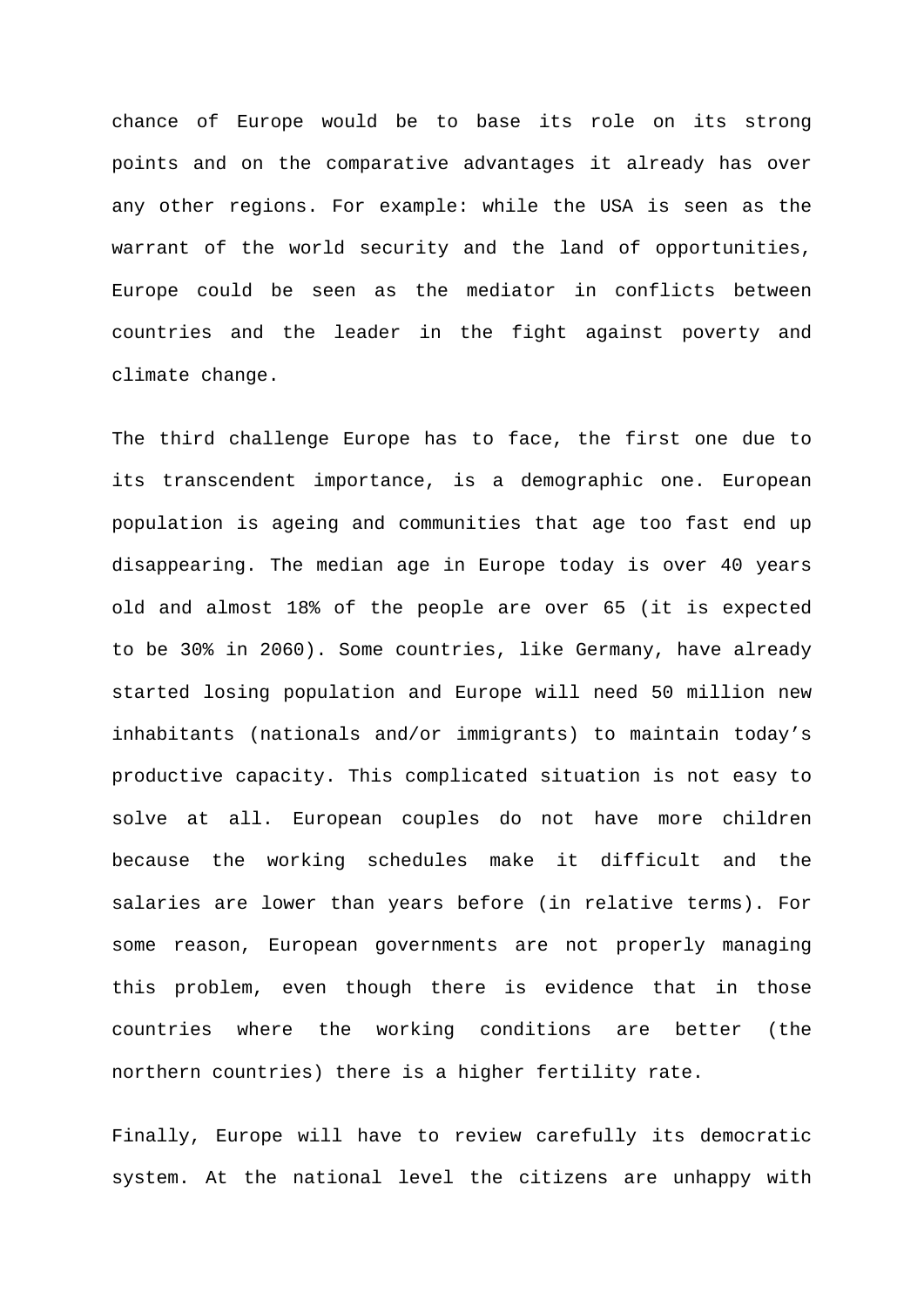chance of Europe would be to base its role on its strong points and on the comparative advantages it already has over any other regions. For example: while the USA is seen as the warrant of the world security and the land of opportunities, Europe could be seen as the mediator in conflicts between countries and the leader in the fight against poverty and climate change.

The third challenge Europe has to face, the first one due to its transcendent importance, is a demographic one. European population is ageing and communities that age too fast end up disappearing. The median age in Europe today is over 40 years old and almost 18% of the people are over 65 (it is expected to be 30% in 2060). Some countries, like Germany, have already started losing population and Europe will need 50 million new inhabitants (nationals and/or immigrants) to maintain today's productive capacity. This complicated situation is not easy to solve at all. European couples do not have more children because the working schedules make it difficult and the salaries are lower than years before (in relative terms). For some reason, European governments are not properly managing this problem, even though there is evidence that in those countries where the working conditions are better (the northern countries) there is a higher fertility rate.

Finally, Europe will have to review carefully its democratic system. At the national level the citizens are unhappy with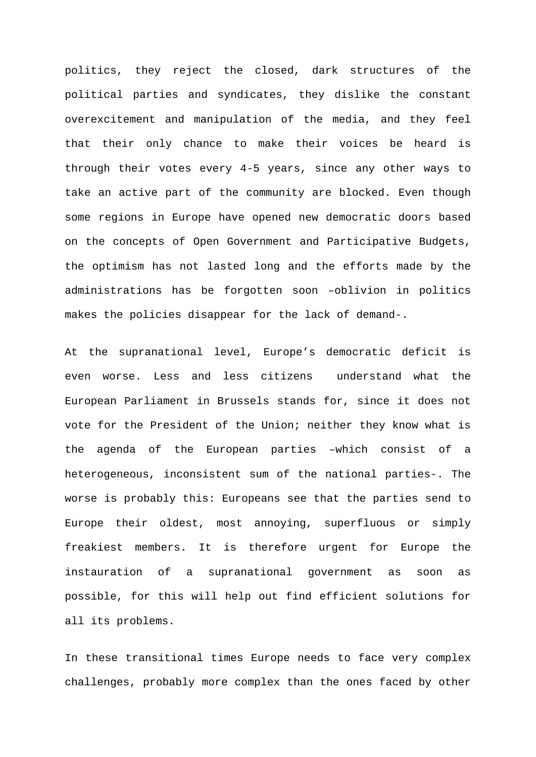politics, they reject the closed, dark structures of the political parties and syndicates, they dislike the constant overexcitement and manipulation of the media, and they feel that their only chance to make their voices be heard is through their votes every 4-5 years, since any other ways to take an active part of the community are blocked. Even though some regions in Europe have opened new democratic doors based on the concepts of Open Government and Participative Budgets, the optimism has not lasted long and the efforts made by the administrations has be forgotten soon –oblivion in politics makes the policies disappear for the lack of demand-.

At the supranational level, Europe's democratic deficit is even worse. Less and less citizens understand what the European Parliament in Brussels stands for, since it does not vote for the President of the Union; neither they know what is the agenda of the European parties –which consist of a heterogeneous, inconsistent sum of the national parties-. The worse is probably this: Europeans see that the parties send to Europe their oldest, most annoying, superfluous or simply freakiest members. It is therefore urgent for Europe the instauration of a supranational government as soon as possible, for this will help out find efficient solutions for all its problems.

In these transitional times Europe needs to face very complex challenges, probably more complex than the ones faced by other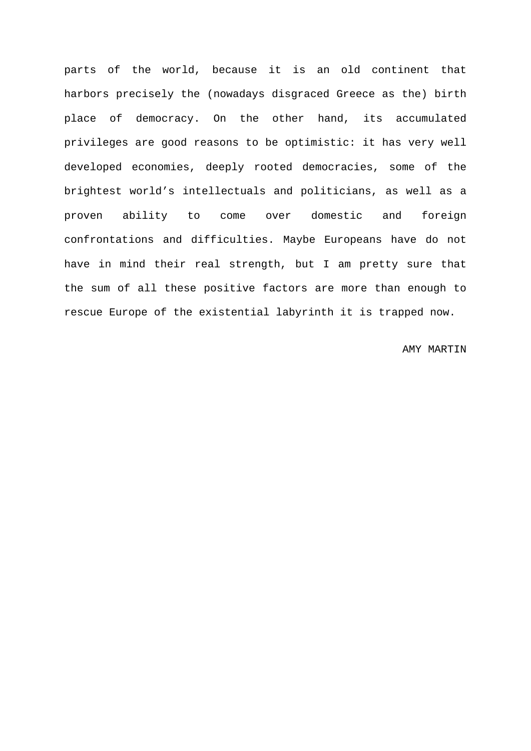parts of the world, because it is an old continent that harbors precisely the (nowadays disgraced Greece as the) birth place of democracy. On the other hand, its accumulated privileges are good reasons to be optimistic: it has very well developed economies, deeply rooted democracies, some of the brightest world's intellectuals and politicians, as well as a proven ability to come over domestic and foreign confrontations and difficulties. Maybe Europeans have do not have in mind their real strength, but I am pretty sure that the sum of all these positive factors are more than enough to rescue Europe of the existential labyrinth it is trapped now.

AMY MARTIN